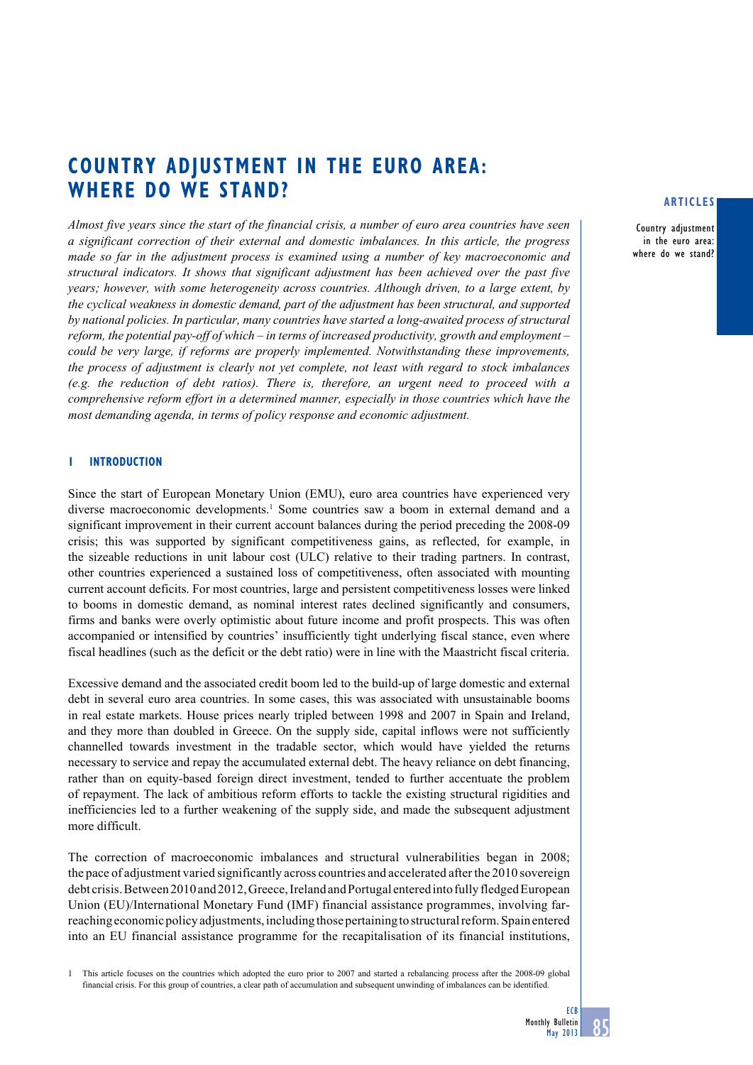# COUNTRY ADJUSTMENT IN THE EURO AREA: WHERE DO WE STAND?

*Almost five years since the start of the financial crisis, a number of euro area countries have seen a significant correction of their external and domestic imbalances. In this article, the progress made so far in the adjustment process is examined using a number of key macroeconomic and structural indicators. It shows that significant adjustment has been achieved over the past five years; however, with some heterogeneity across countries. Although driven, to a large extent, by the cyclical weakness in domestic demand, part of the adjustment has been structural, and supported by national policies. In particular, many countries have started a long-awaited process of structural reform, the potential pay-off of which – in terms of increased productivity, growth and employment – could be very large, if reforms are properly implemented. Notwithstanding these improvements, the process of adjustment is clearly not yet complete, not least with regard to stock imbalances (e.g. the reduction of debt ratios). There is, therefore, an urgent need to proceed with a comprehensive reform effort in a determined manner, especially in those countries which have the most demanding agenda, in terms of policy response and economic adjustment.*

## 1 INTRODUCTION

Since the start of European Monetary Union (EMU), euro area countries have experienced very diverse macroeconomic developments.[1] Some countries saw a boom in external demand and a significant improvement in their current account balances during the period preceding the 2008-09 crisis; this was supported by significant competitiveness gains, as reflected, for example, in the sizeable reductions in unit labour cost (ULC) relative to their trading partners. In contrast, other countries experienced a sustained loss of competitiveness, often associated with mounting current account deficits. For most countries, large and persistent competitiveness losses were linked to booms in domestic demand, as nominal interest rates declined significantly and consumers, firms and banks were overly optimistic about future income and profit prospects. This was often accompanied or intensified by countries' insufficiently tight underlying fiscal stance, even where fiscal headlines (such as the deficit or the debt ratio) were in line with the Maastricht fiscal criteria.

Excessive demand and the associated credit boom led to the build-up of large domestic and external debt in several euro area countries. In some cases, this was associated with unsustainable booms in real estate markets. House prices nearly tripled between 1998 and 2007 in Spain and Ireland, and they more than doubled in Greece. On the supply side, capital inflows were not sufficiently channelled towards investment in the tradable sector, which would have yielded the returns necessary to service and repay the accumulated external debt. The heavy reliance on debt financing, rather than on equity-based foreign direct investment, tended to further accentuate the problem of repayment. The lack of ambitious reform efforts to tackle the existing structural rigidities and inefficiencies led to a further weakening of the supply side, and made the subsequent adjustment more difficult.

The correction of macroeconomic imbalances and structural vulnerabilities began in 2008; the pace of adjustment varied significantly across countries and accelerated after the 2010 sovereign debt crisis. Between 2010 and 2012, Greece, Ireland and Portugal entered into fully fledged European Union (EU)/International Monetary Fund (IMF) financial assistance programmes, involving far-reaching economic policy adjustments, including those pertaining to structural reform. Spain entered into an EU financial assistance programme for the recapitalisation of its financial institutions,

1 This article focuses on the countries which adopted the euro prior to 2007 and started a rebalancing process after the 2008-09 global financial crisis. For this group of countries, a clear path of accumulation and subsequent unwinding of imbalances can be identified.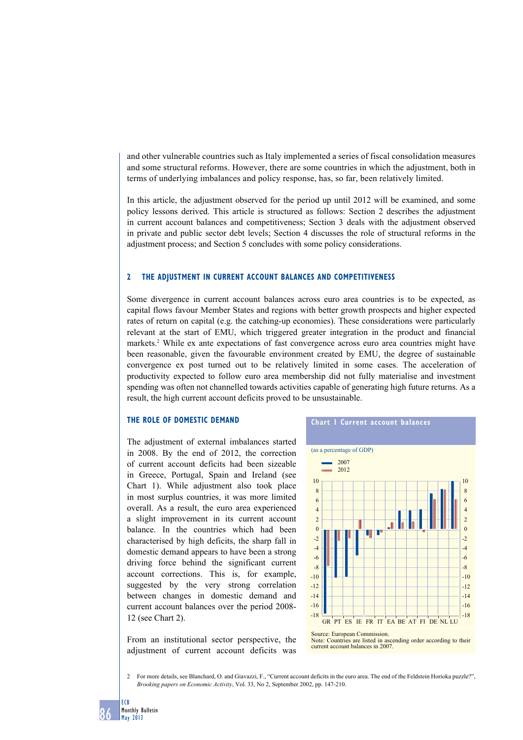and other vulnerable countries such as Italy implemented a series of fiscal consolidation measures and some structural reforms. However, there are some countries in which the adjustment, both in terms of underlying imbalances and policy response, has, so far, been relatively limited.

In this article, the adjustment observed for the period up until 2012 will be examined, and some policy lessons derived. This article is structured as follows: Section 2 describes the adjustment in current account balances and competitiveness; Section 3 deals with the adjustment observed in private and public sector debt levels; Section 4 discusses the role of structural reforms in the adjustment process; and Section 5 concludes with some policy considerations.

## 2 THE ADJUSTMENT IN CURRENT ACCOUNT BALANCES AND COMPETITIVENESS

Some divergence in current account balances across euro area countries is to be expected, as capital flows favour Member States and regions with better growth prospects and higher expected rates of return on capital (e.g. the catching-up economies). These considerations were particularly relevant at the start of EMU, which triggered greater integration in the product and financial markets.[2] While ex ante expectations of fast convergence across euro area countries might have been reasonable, given the favourable environment created by EMU, the degree of sustainable convergence ex post turned out to be relatively limited in some cases. The acceleration of productivity expected to follow euro area membership did not fully materialise and investment spending was often not channelled towards activities capable of generating high future returns. As a result, the high current account deficits proved to be unsustainable.

### THE ROLE OF DOMESTIC DEMAND

The adjustment of external imbalances started in 2008. By the end of 2012, the correction of current account deficits had been sizeable in Greece, Portugal, Spain and Ireland (see Chart 1). While adjustment also took place in most surplus countries, it was more limited overall. As a result, the euro area experienced a slight improvement in its current account balance. In the countries which had been characterised by high deficits, the sharp fall in domestic demand appears to have been a strong driving force behind the significant current account corrections. This is, for example, suggested by the very strong correlation between changes in domestic demand and current account balances over the period 2008-12 (see Chart 2).

From an institutional sector perspective, the adjustment of current account deficits was

**Chart 1 Current account balances**

(as a percentage of GDP)

Source: European Commission.
Note: Countries are listed in ascending order according to their current account balances in 2007.

2 For more details, see Blanchard, O. and Giavazzi, F., "Current account deficits in the euro area. The end of the Feldstein Horioka puzzle?", *Brooking papers on Economic Activity*, Vol. 33, No 2, September 2002, pp. 147-210.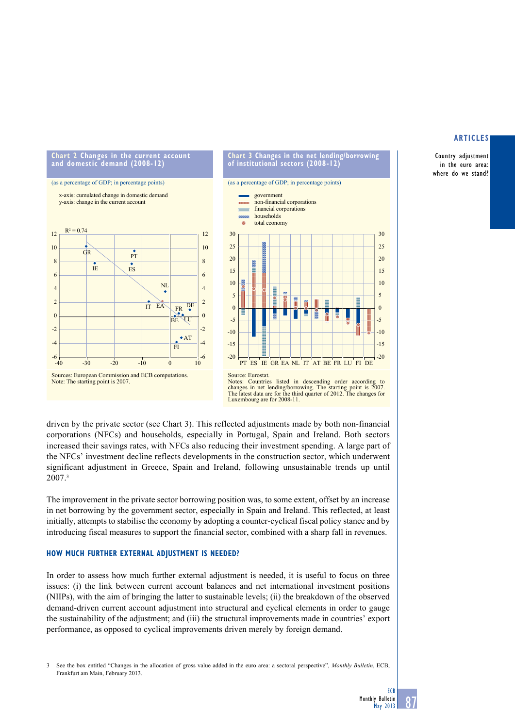**Chart 2 Changes in the current account and domestic demand (2008-12)**

(as a percentage of GDP; in percentage points)

x-axis: cumulated change in domestic demand
y-axis: change in the current account

Sources: European Commission and ECB computations.
Note: The starting point is 2007.

**Chart 3 Changes in the net lending/borrowing of institutional sectors (2008-12)**

(as a percentage of GDP; in percentage points)

Source: Eurostat.
Notes: Countries listed in descending order according to changes in net lending/borrowing. The starting point is 2007. The latest data are for the third quarter of 2012. The changes for Luxembourg are for 2008-11.

driven by the private sector (see Chart 3). This reflected adjustments made by both non-financial corporations (NFCs) and households, especially in Portugal, Spain and Ireland. Both sectors increased their savings rates, with NFCs also reducing their investment spending. A large part of the NFCs' investment decline reflects developments in the construction sector, which underwent significant adjustment in Greece, Spain and Ireland, following unsustainable trends up until 2007.[3]

The improvement in the private sector borrowing position was, to some extent, offset by an increase in net borrowing by the government sector, especially in Spain and Ireland. This reflected, at least initially, attempts to stabilise the economy by adopting a counter-cyclical fiscal policy stance and by introducing fiscal measures to support the financial sector, combined with a sharp fall in revenues.

## HOW MUCH FURTHER EXTERNAL ADJUSTMENT IS NEEDED?

In order to assess how much further external adjustment is needed, it is useful to focus on three issues: (i) the link between current account balances and net international investment positions (NIIPs), with the aim of bringing the latter to sustainable levels; (ii) the breakdown of the observed demand-driven current account adjustment into structural and cyclical elements in order to gauge the sustainability of the adjustment; and (iii) the structural improvements made in countries' export performance, as opposed to cyclical improvements driven merely by foreign demand.

3 See the box entitled "Changes in the allocation of gross value added in the euro area: a sectoral perspective", *Monthly Bulletin*, ECB, Frankfurt am Main, February 2013.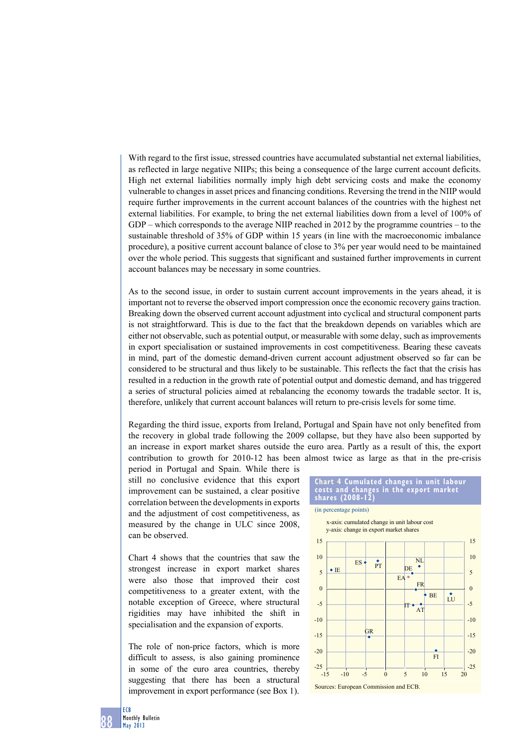With regard to the first issue, stressed countries have accumulated substantial net external liabilities, as reflected in large negative NIIPs; this being a consequence of the large current account deficits. High net external liabilities normally imply high debt servicing costs and make the economy vulnerable to changes in asset prices and financing conditions. Reversing the trend in the NIIP would require further improvements in the current account balances of the countries with the highest net external liabilities. For example, to bring the net external liabilities down from a level of 100% of GDP – which corresponds to the average NIIP reached in 2012 by the programme countries – to the sustainable threshold of 35% of GDP within 15 years (in line with the macroeconomic imbalance procedure), a positive current account balance of close to 3% per year would need to be maintained over the whole period. This suggests that significant and sustained further improvements in current account balances may be necessary in some countries.

As to the second issue, in order to sustain current account improvements in the years ahead, it is important not to reverse the observed import compression once the economic recovery gains traction. Breaking down the observed current account adjustment into cyclical and structural component parts is not straightforward. This is due to the fact that the breakdown depends on variables which are either not observable, such as potential output, or measurable with some delay, such as improvements in export specialisation or sustained improvements in cost competitiveness. Bearing these caveats in mind, part of the domestic demand-driven current account adjustment observed so far can be considered to be structural and thus likely to be sustainable. This reflects the fact that the crisis has resulted in a reduction in the growth rate of potential output and domestic demand, and has triggered a series of structural policies aimed at rebalancing the economy towards the tradable sector. It is, therefore, unlikely that current account balances will return to pre-crisis levels for some time.

Regarding the third issue, exports from Ireland, Portugal and Spain have not only benefited from the recovery in global trade following the 2009 collapse, but they have also been supported by an increase in export market shares outside the euro area. Partly as a result of this, the export contribution to growth for 2010-12 has been almost twice as large as that in the pre-crisis period in Portugal and Spain. While there is still no conclusive evidence that this export improvement can be sustained, a clear positive correlation between the developments in exports and the adjustment of cost competitiveness, as measured by the change in ULC since 2008, can be observed.

Chart 4 shows that the countries that saw the strongest increase in export market shares were also those that improved their cost competitiveness to a greater extent, with the notable exception of Greece, where structural rigidities may have inhibited the shift in specialisation and the expansion of exports.

The role of non-price factors, which is more difficult to assess, is also gaining prominence in some of the euro area countries, thereby suggesting that there has been a structural improvement in export performance (see Box 1).

**Chart 4 Cumulated changes in unit labour costs and changes in the export market shares (2008-12)**

(in percentage points)

x-axis: cumulated change in unit labour cost
y-axis: change in export market shares

Sources: European Commission and ECB.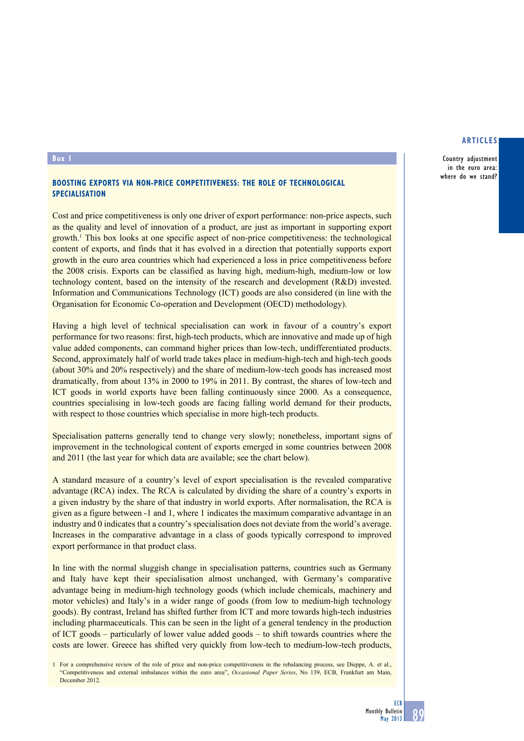**Box 1**

### BOOSTING EXPORTS VIA NON-PRICE COMPETITIVENESS: THE ROLE OF TECHNOLOGICAL SPECIALISATION

Cost and price competitiveness is only one driver of export performance: non-price aspects, such as the quality and level of innovation of a product, are just as important in supporting export growth.[1] This box looks at one specific aspect of non-price competitiveness: the technological content of exports, and finds that it has evolved in a direction that potentially supports export growth in the euro area countries which had experienced a loss in price competitiveness before the 2008 crisis. Exports can be classified as having high, medium-high, medium-low or low technology content, based on the intensity of the research and development (R&D) invested. Information and Communications Technology (ICT) goods are also considered (in line with the Organisation for Economic Co-operation and Development (OECD) methodology).

Having a high level of technical specialisation can work in favour of a country's export performance for two reasons: first, high-tech products, which are innovative and made up of high value added components, can command higher prices than low-tech, undifferentiated products. Second, approximately half of world trade takes place in medium-high-tech and high-tech goods (about 30% and 20% respectively) and the share of medium-low-tech goods has increased most dramatically, from about 13% in 2000 to 19% in 2011. By contrast, the shares of low-tech and ICT goods in world exports have been falling continuously since 2000. As a consequence, countries specialising in low-tech goods are facing falling world demand for their products, with respect to those countries which specialise in more high-tech products.

Specialisation patterns generally tend to change very slowly; nonetheless, important signs of improvement in the technological content of exports emerged in some countries between 2008 and 2011 (the last year for which data are available; see the chart below).

A standard measure of a country's level of export specialisation is the revealed comparative advantage (RCA) index. The RCA is calculated by dividing the share of a country's exports in a given industry by the share of that industry in world exports. After normalisation, the RCA is given as a figure between -1 and 1, where 1 indicates the maximum comparative advantage in an industry and 0 indicates that a country's specialisation does not deviate from the world's average. Increases in the comparative advantage in a class of goods typically correspond to improved export performance in that product class.

In line with the normal sluggish change in specialisation patterns, countries such as Germany and Italy have kept their specialisation almost unchanged, with Germany's comparative advantage being in medium-high technology goods (which include chemicals, machinery and motor vehicles) and Italy's in a wider range of goods (from low to medium-high technology goods). By contrast, Ireland has shifted further from ICT and more towards high-tech industries including pharmaceuticals. This can be seen in the light of a general tendency in the production of ICT goods – particularly of lower value added goods – to shift towards countries where the costs are lower. Greece has shifted very quickly from low-tech to medium-low-tech products,

1 For a comprehensive review of the role of price and non-price competitiveness in the rebalancing process, see Dieppe, A. et al., "Competitiveness and external imbalances within the euro area", *Occasional Paper Series*, No 139, ECB, Frankfurt am Main, December 2012.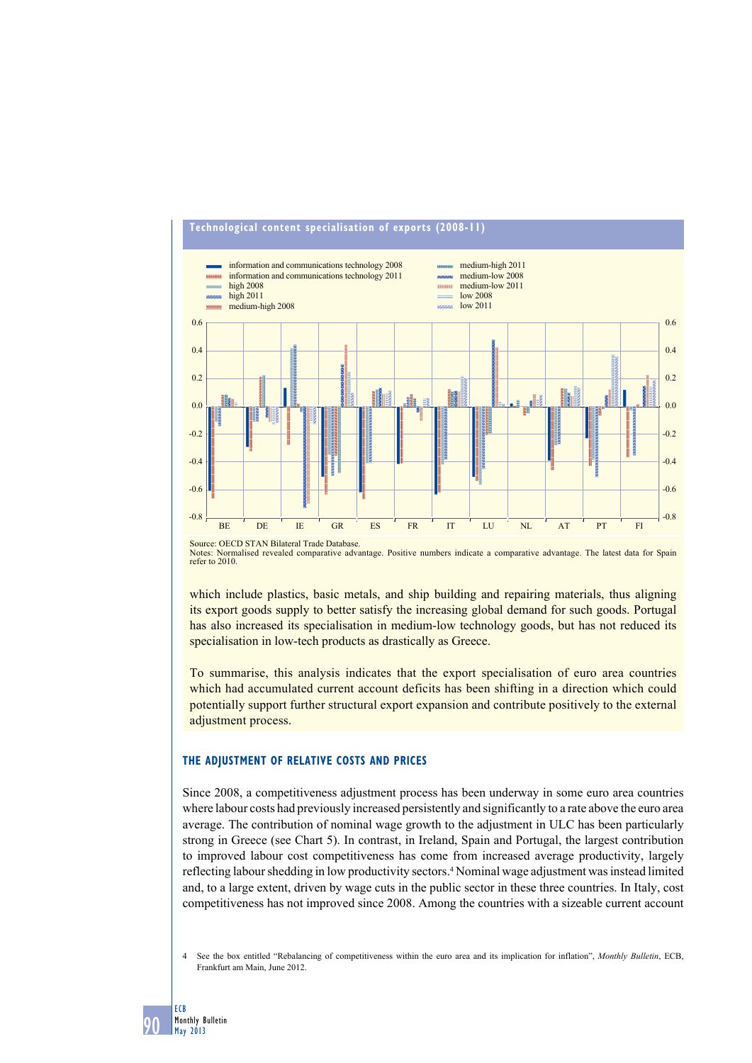**Technological content specialisation of exports (2008-11)**

Source: OECD STAN Bilateral Trade Database.
Notes: Normalised revealed comparative advantage. Positive numbers indicate a comparative advantage. The latest data for Spain refer to 2010.

which include plastics, basic metals, and ship building and repairing materials, thus aligning its export goods supply to better satisfy the increasing global demand for such goods. Portugal has also increased its specialisation in medium-low technology goods, but has not reduced its specialisation in low-tech products as drastically as Greece.

To summarise, this analysis indicates that the export specialisation of euro area countries which had accumulated current account deficits has been shifting in a direction which could potentially support further structural export expansion and contribute positively to the external adjustment process.

### THE ADJUSTMENT OF RELATIVE COSTS AND PRICES

Since 2008, a competitiveness adjustment process has been underway in some euro area countries where labour costs had previously increased persistently and significantly to a rate above the euro area average. The contribution of nominal wage growth to the adjustment in ULC has been particularly strong in Greece (see Chart 5). In contrast, in Ireland, Spain and Portugal, the largest contribution to improved labour cost competitiveness has come from increased average productivity, largely reflecting labour shedding in low productivity sectors.[4] Nominal wage adjustment was instead limited and, to a large extent, driven by wage cuts in the public sector in these three countries. In Italy, cost competitiveness has not improved since 2008. Among the countries with a sizeable current account

4 See the box entitled "Rebalancing of competitiveness within the euro area and its implication for inflation", *Monthly Bulletin*, ECB, Frankfurt am Main, June 2012.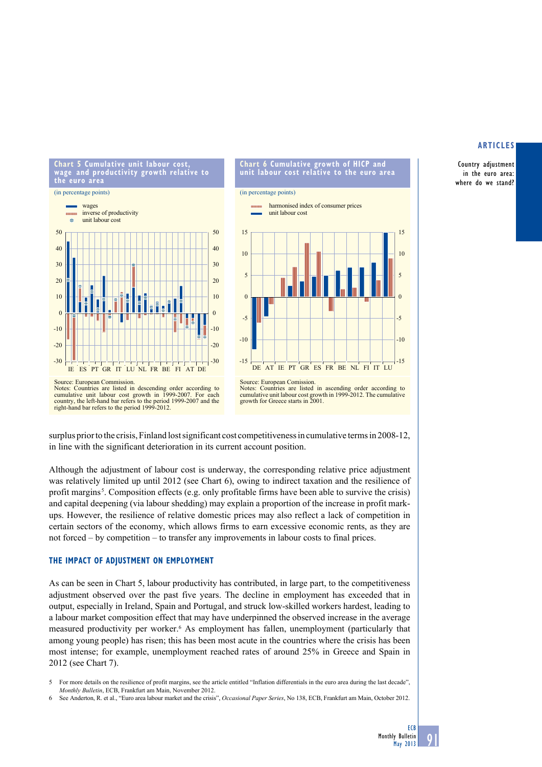**Chart 5 Cumulative unit labour cost, wage and productivity growth relative to the euro area**

(in percentage points)

Source: European Commission.
Notes: Countries are listed in descending order according to cumulative unit labour cost growth in 1999-2007. For each country, the left-hand bar refers to the period 1999-2007 and the right-hand bar refers to the period 1999-2012.

**Chart 6 Cumulative growth of HICP and unit labour cost relative to the euro area**

(in percentage points)

Source: European Comission.
Notes: Countries are listed in ascending order according to cumulative unit labour cost growth in 1999-2012. The cumulative growth for Greece starts in 2001.

surplus prior to the crisis, Finland lost significant cost competitiveness in cumulative terms in 2008-12, in line with the significant deterioration in its current account position.

Although the adjustment of labour cost is underway, the corresponding relative price adjustment was relatively limited up until 2012 (see Chart 6), owing to indirect taxation and the resilience of profit margins[5]. Composition effects (e.g. only profitable firms have been able to survive the crisis) and capital deepening (via labour shedding) may explain a proportion of the increase in profit mark-ups. However, the resilience of relative domestic prices may also reflect a lack of competition in certain sectors of the economy, which allows firms to earn excessive economic rents, as they are not forced – by competition – to transfer any improvements in labour costs to final prices.

## THE IMPACT OF ADJUSTMENT ON EMPLOYMENT

As can be seen in Chart 5, labour productivity has contributed, in large part, to the competitiveness adjustment observed over the past five years. The decline in employment has exceeded that in output, especially in Ireland, Spain and Portugal, and struck low-skilled workers hardest, leading to a labour market composition effect that may have underpinned the observed increase in the average measured productivity per worker.[6] As employment has fallen, unemployment (particularly that among young people) has risen; this has been most acute in the countries where the crisis has been most intense; for example, unemployment reached rates of around 25% in Greece and Spain in 2012 (see Chart 7).

5 For more details on the resilience of profit margins, see the article entitled "Inflation differentials in the euro area during the last decade", *Monthly Bulletin*, ECB, Frankfurt am Main, November 2012.

6 See Anderton, R. et al., "Euro area labour market and the crisis", *Occasional Paper Series*, No 138, ECB, Frankfurt am Main, October 2012.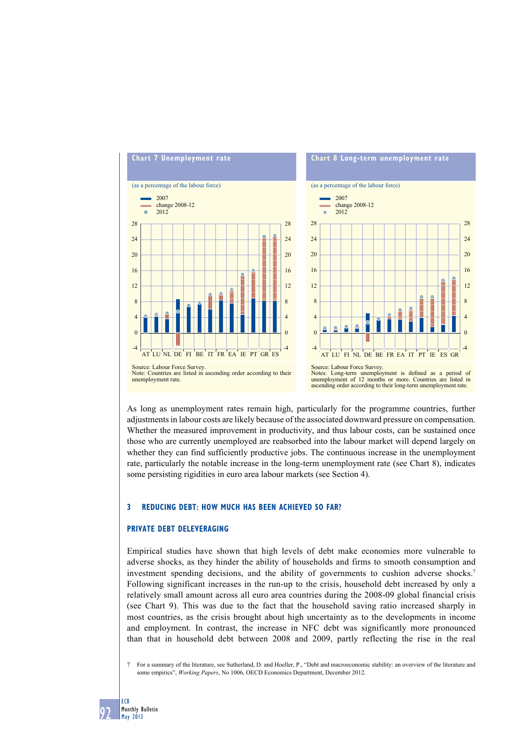**Chart 7 Unemployment rate**

(as a percentage of the labour force)

- 2007
- change 2008-12
- 2012

Source: Labour Force Survey.
Note: Countries are listed in ascending order according to their unemployment rate.

**Chart 8 Long-term unemployment rate**

(as a percentage of the labour force)

- 2007
- change 2008-12
- 2012

Source: Labour Force Survey.
Notes: Long-term unemployment is defined as a period of unemployment of 12 months or more. Countries are listed in ascending order according to their long-term unemployment rate.

As long as unemployment rates remain high, particularly for the programme countries, further adjustments in labour costs are likely because of the associated downward pressure on compensation. Whether the measured improvement in productivity, and thus labour costs, can be sustained once those who are currently unemployed are reabsorbed into the labour market will depend largely on whether they can find sufficiently productive jobs. The continuous increase in the unemployment rate, particularly the notable increase in the long-term unemployment rate (see Chart 8), indicates some persisting rigidities in euro area labour markets (see Section 4).

## 3 REDUCING DEBT: HOW MUCH HAS BEEN ACHIEVED SO FAR?

### PRIVATE DEBT DELEVERAGING

Empirical studies have shown that high levels of debt make economies more vulnerable to adverse shocks, as they hinder the ability of households and firms to smooth consumption and investment spending decisions, and the ability of governments to cushion adverse shocks.[7] Following significant increases in the run-up to the crisis, household debt increased by only a relatively small amount across all euro area countries during the 2008-09 global financial crisis (see Chart 9). This was due to the fact that the household saving ratio increased sharply in most countries, as the crisis brought about high uncertainty as to the developments in income and employment. In contrast, the increase in NFC debt was significantly more pronounced than that in household debt between 2008 and 2009, partly reflecting the rise in the real

7 For a summary of the literature, see Sutherland, D. and Hoeller, P., "Debt and macroeconomic stability: an overview of the literature and some empirics", *Working Papers*, No 1006, OECD Economics Department, December 2012.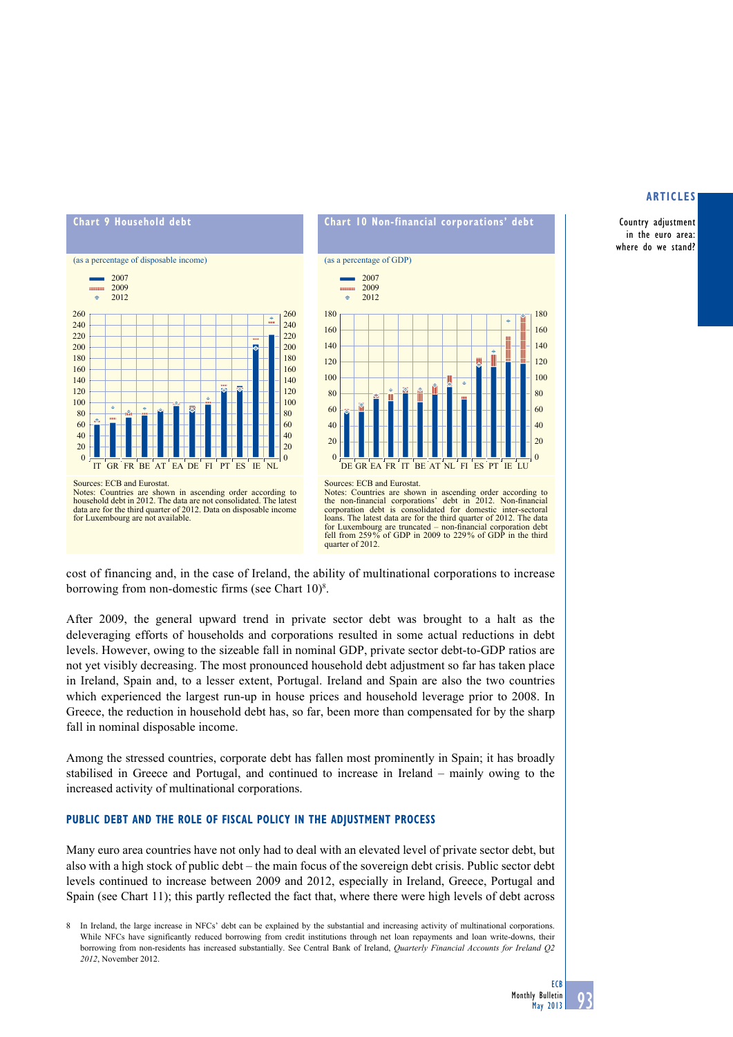**Chart 9 Household debt**

(as a percentage of disposable income)

- 2007
- 2009
- 2012

Sources: ECB and Eurostat.
Notes: Countries are shown in ascending order according to household debt in 2012. The data are not consolidated. The latest data are for the third quarter of 2012. Data on disposable income for Luxembourg are not available.

**Chart 10 Non-financial corporations' debt**

(as a percentage of GDP)

- 2007
- 2009
- 2012

Sources: ECB and Eurostat.
Notes: Countries are shown in ascending order according to the non-financial corporations' debt in 2012. Non-financial corporation debt is consolidated for domestic inter-sectoral loans. The latest data are for the third quarter of 2012. The data for Luxembourg are truncated – non-financial corporation debt fell from 259% of GDP in 2009 to 229% of GDP in the third quarter of 2012.

cost of financing and, in the case of Ireland, the ability of multinational corporations to increase borrowing from non-domestic firms (see Chart 10)[8].

After 2009, the general upward trend in private sector debt was brought to a halt as the deleveraging efforts of households and corporations resulted in some actual reductions in debt levels. However, owing to the sizeable fall in nominal GDP, private sector debt-to-GDP ratios are not yet visibly decreasing. The most pronounced household debt adjustment so far has taken place in Ireland, Spain and, to a lesser extent, Portugal. Ireland and Spain are also the two countries which experienced the largest run-up in house prices and household leverage prior to 2008. In Greece, the reduction in household debt has, so far, been more than compensated for by the sharp fall in nominal disposable income.

Among the stressed countries, corporate debt has fallen most prominently in Spain; it has broadly stabilised in Greece and Portugal, and continued to increase in Ireland – mainly owing to the increased activity of multinational corporations.

## PUBLIC DEBT AND THE ROLE OF FISCAL POLICY IN THE ADJUSTMENT PROCESS

Many euro area countries have not only had to deal with an elevated level of private sector debt, but also with a high stock of public debt – the main focus of the sovereign debt crisis. Public sector debt levels continued to increase between 2009 and 2012, especially in Ireland, Greece, Portugal and Spain (see Chart 11); this partly reflected the fact that, where there were high levels of debt across

8 In Ireland, the large increase in NFCs' debt can be explained by the substantial and increasing activity of multinational corporations. While NFCs have significantly reduced borrowing from credit institutions through net loan repayments and loan write-downs, their borrowing from non-residents has increased substantially. See Central Bank of Ireland, *Quarterly Financial Accounts for Ireland Q2 2012*, November 2012.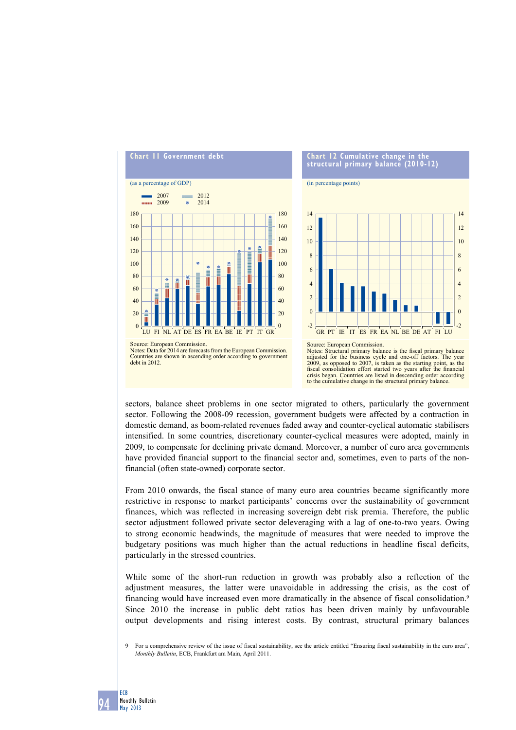**Chart 11 Government debt**

(as a percentage of GDP)

Source: European Commission.
Notes: Data for 2014 are forecasts from the European Commission. Countries are shown in ascending order according to government debt in 2012.

**Chart 12 Cumulative change in the structural primary balance (2010-12)**

(in percentage points)

Source: European Commission.
Notes: Structural primary balance is the fiscal primary balance adjusted for the business cycle and one-off factors. The year 2009, as opposed to 2007, is taken as the starting point, as the fiscal consolidation effort started two years after the financial crisis began. Countries are listed in descending order according to the cumulative change in the structural primary balance.

sectors, balance sheet problems in one sector migrated to others, particularly the government sector. Following the 2008-09 recession, government budgets were affected by a contraction in domestic demand, as boom-related revenues faded away and counter-cyclical automatic stabilisers intensified. In some countries, discretionary counter-cyclical measures were adopted, mainly in 2009, to compensate for declining private demand. Moreover, a number of euro area governments have provided financial support to the financial sector and, sometimes, even to parts of the non-financial (often state-owned) corporate sector.

From 2010 onwards, the fiscal stance of many euro area countries became significantly more restrictive in response to market participants' concerns over the sustainability of government finances, which was reflected in increasing sovereign debt risk premia. Therefore, the public sector adjustment followed private sector deleveraging with a lag of one-to-two years. Owing to strong economic headwinds, the magnitude of measures that were needed to improve the budgetary positions was much higher than the actual reductions in headline fiscal deficits, particularly in the stressed countries.

While some of the short-run reduction in growth was probably also a reflection of the adjustment measures, the latter were unavoidable in addressing the crisis, as the cost of financing would have increased even more dramatically in the absence of fiscal consolidation.[9] Since 2010 the increase in public debt ratios has been driven mainly by unfavourable output developments and rising interest costs. By contrast, structural primary balances

9 For a comprehensive review of the issue of fiscal sustainability, see the article entitled "Ensuring fiscal sustainability in the euro area", *Monthly Bulletin*, ECB, Frankfurt am Main, April 2011.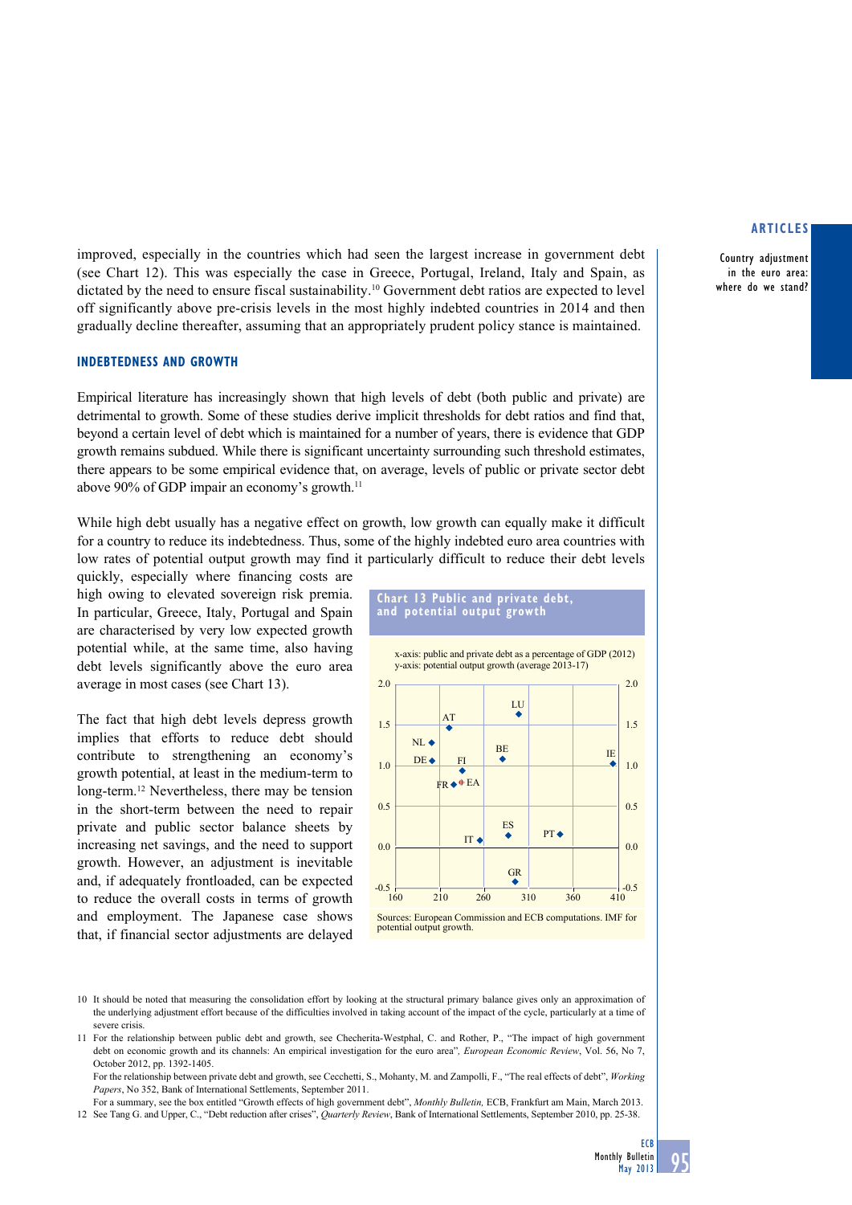improved, especially in the countries which had seen the largest increase in government debt (see Chart 12). This was especially the case in Greece, Portugal, Ireland, Italy and Spain, as dictated by the need to ensure fiscal sustainability.[10] Government debt ratios are expected to level off significantly above pre-crisis levels in the most highly indebted countries in 2014 and then gradually decline thereafter, assuming that an appropriately prudent policy stance is maintained.

### INDEBTEDNESS AND GROWTH

Empirical literature has increasingly shown that high levels of debt (both public and private) are detrimental to growth. Some of these studies derive implicit thresholds for debt ratios and find that, beyond a certain level of debt which is maintained for a number of years, there is evidence that GDP growth remains subdued. While there is significant uncertainty surrounding such threshold estimates, there appears to be some empirical evidence that, on average, levels of public or private sector debt above 90% of GDP impair an economy's growth.[11]

While high debt usually has a negative effect on growth, low growth can equally make it difficult for a country to reduce its indebtedness. Thus, some of the highly indebted euro area countries with low rates of potential output growth may find it particularly difficult to reduce their debt levels quickly, especially where financing costs are high owing to elevated sovereign risk premia. In particular, Greece, Italy, Portugal and Spain are characterised by very low expected growth potential while, at the same time, also having debt levels significantly above the euro area average in most cases (see Chart 13).

The fact that high debt levels depress growth implies that efforts to reduce debt should contribute to strengthening an economy's growth potential, at least in the medium-term to long-term.[12] Nevertheless, there may be tension in the short-term between the need to repair private and public sector balance sheets by increasing net savings, and the need to support growth. However, an adjustment is inevitable and, if adequately frontloaded, can be expected to reduce the overall costs in terms of growth and employment. The Japanese case shows that, if financial sector adjustments are delayed

**Chart 13 Public and private debt, and potential output growth**

x-axis: public and private debt as a percentage of GDP (2012)
y-axis: potential output growth (average 2013-17)

| Country | Debt (% of GDP, 2012, approx.) | Potential output growth (approx.) |
|---|---|---|
| NL | 195 | 1.3 |
| DE | 195 | 1.05 |
| AT | 220 | 1.45 |
| FI | 235 | 0.95 |
| FR | 225 | 0.8 |
| EA | 235 | 0.8 |
| LU | 300 | 1.6 |
| BE | 280 | 1.1 |
| IE | 405 | 1.0 |
| ES | 290 | 0.15 |
| IT | 255 | 0.1 |
| PT | 345 | 0.15 |
| GR | 295 | -0.4 |

Sources: European Commission and ECB computations. IMF for potential output growth.

10 It should be noted that measuring the consolidation effort by looking at the structural primary balance gives only an approximation of the underlying adjustment effort because of the difficulties involved in taking account of the impact of the cycle, particularly at a time of severe crisis.

11 For the relationship between public debt and growth, see Checherita-Westphal, C. and Rother, P., "The impact of high government debt on economic growth and its channels: An empirical investigation for the euro area", *European Economic Review*, Vol. 56, No 7, October 2012, pp. 1392-1405.
For the relationship between private debt and growth, see Cecchetti, S., Mohanty, M. and Zampolli, F., "The real effects of debt", *Working Papers*, No 352, Bank of International Settlements, September 2011.
For a summary, see the box entitled "Growth effects of high government debt", *Monthly Bulletin,* ECB, Frankfurt am Main, March 2013.

12 See Tang G. and Upper, C., "Debt reduction after crises", *Quarterly Review*, Bank of International Settlements, September 2010, pp. 25-38.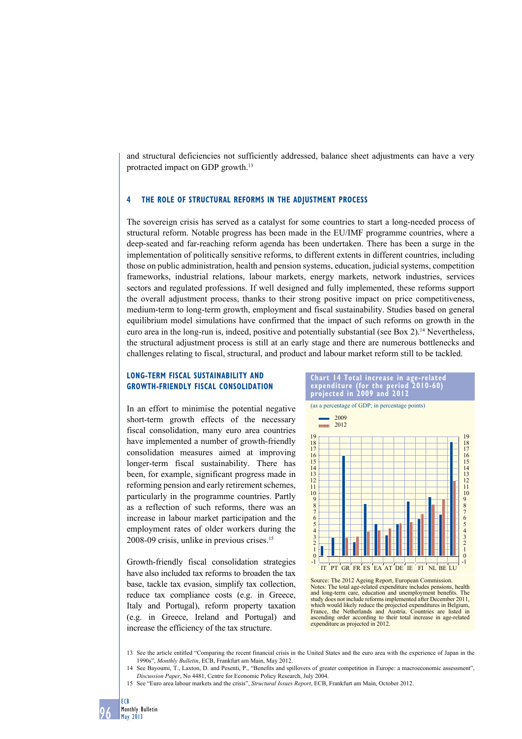and structural deficiencies not sufficiently addressed, balance sheet adjustments can have a very protracted impact on GDP growth.[13]

## 4 THE ROLE OF STRUCTURAL REFORMS IN THE ADJUSTMENT PROCESS

The sovereign crisis has served as a catalyst for some countries to start a long-needed process of structural reform. Notable progress has been made in the EU/IMF programme countries, where a deep-seated and far-reaching reform agenda has been undertaken. There has been a surge in the implementation of politically sensitive reforms, to different extents in different countries, including those on public administration, health and pension systems, education, judicial systems, competition frameworks, industrial relations, labour markets, energy markets, network industries, services sectors and regulated professions. If well designed and fully implemented, these reforms support the overall adjustment process, thanks to their strong positive impact on price competitiveness, medium-term to long-term growth, employment and fiscal sustainability. Studies based on general equilibrium model simulations have confirmed that the impact of such reforms on growth in the euro area in the long-run is, indeed, positive and potentially substantial (see Box 2).[14] Nevertheless, the structural adjustment process is still at an early stage and there are numerous bottlenecks and challenges relating to fiscal, structural, and product and labour market reform still to be tackled.

### LONG-TERM FISCAL SUSTAINABILITY AND GROWTH-FRIENDLY FISCAL CONSOLIDATION

In an effort to minimise the potential negative short-term growth effects of the necessary fiscal consolidation, many euro area countries have implemented a number of growth-friendly consolidation measures aimed at improving longer-term fiscal sustainability. There has, for example, been significant progress made in reforming pension and early retirement schemes, particularly in the programme countries. Partly as a reflection of such reforms, there was an increase in labour market participation and the employment rates of older workers during the 2008-09 crisis, unlike in previous crises.[15]

Growth-friendly fiscal consolidation strategies have also included tax reforms to broaden the tax base, tackle tax evasion, simplify tax collection, reduce tax compliance costs (e.g. in Greece, Italy and Portugal), reform property taxation (e.g. in Greece, Ireland and Portugal) and increase the efficiency of the tax structure.

**Chart 14 Total increase in age-related expenditure (for the period 2010-60) projected in 2009 and 2012**

(as a percentage of GDP; in percentage points)

Legend: 2009; 2012

Countries: IT, PT, GR, FR, ES, EA, AT, DE, IE, FI, NL, BE, LU

Source: The 2012 Ageing Report, European Commission.
Notes: The total age-related expenditure includes pensions, health and long-term care, education and unemployment benefits. The study does not include reforms implemented after December 2011, which would likely reduce the projected expenditures in Belgium, France, the Netherlands and Austria. Countries are listed in ascending order according to their total increase in age-related expenditure as projected in 2012.

13 See the article entitled "Comparing the recent financial crisis in the United States and the euro area with the experience of Japan in the 1990s", *Monthly Bulletin*, ECB, Frankfurt am Main, May 2012.

14 See Bayoumi, T., Laxton, D. and Pesenti, P., "Benefits and spillovers of greater competition in Europe: a macroeconomic assessment", *Discussion Paper*, No 4481, Centre for Economic Policy Research, July 2004.

15 See "Euro area labour markets and the crisis", *Structural Issues Report*, ECB, Frankfurt am Main, October 2012.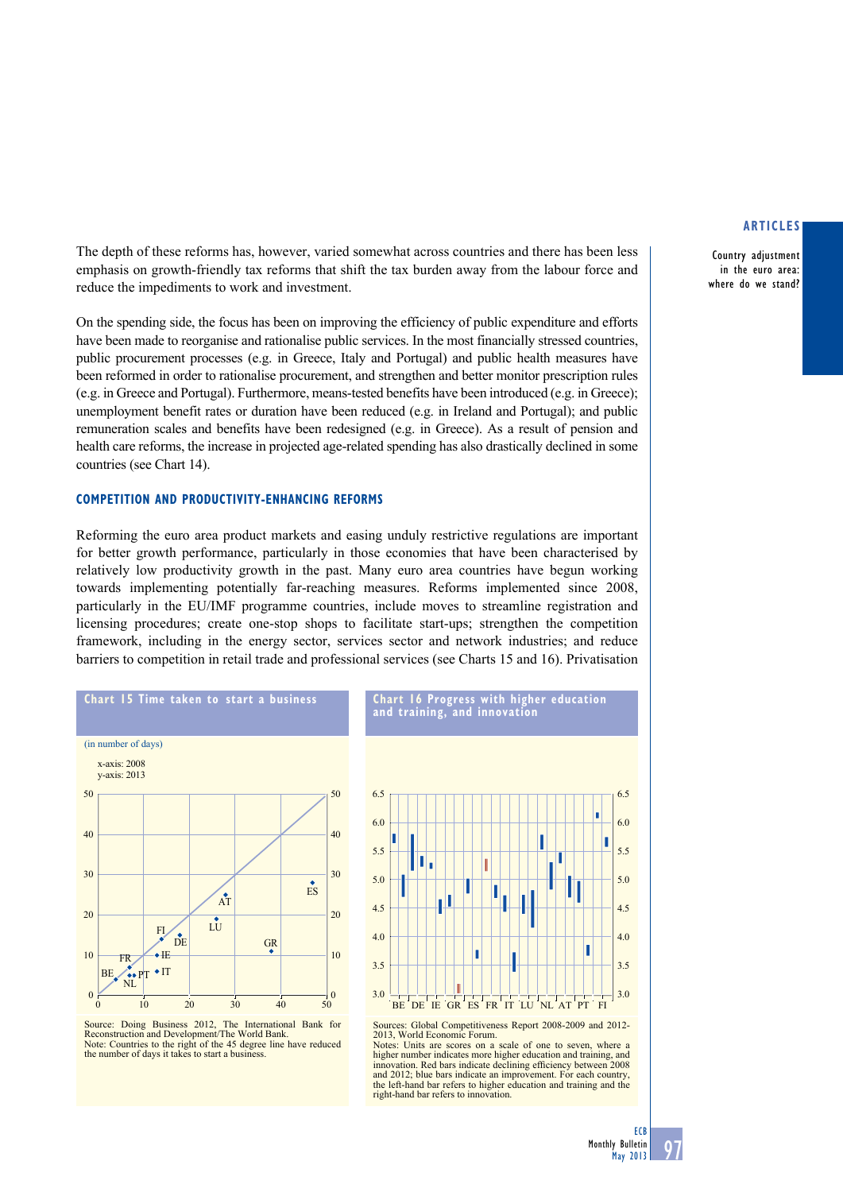The depth of these reforms has, however, varied somewhat across countries and there has been less emphasis on growth-friendly tax reforms that shift the tax burden away from the labour force and reduce the impediments to work and investment.

On the spending side, the focus has been on improving the efficiency of public expenditure and efforts have been made to reorganise and rationalise public services. In the most financially stressed countries, public procurement processes (e.g. in Greece, Italy and Portugal) and public health measures have been reformed in order to rationalise procurement, and strengthen and better monitor prescription rules (e.g. in Greece and Portugal). Furthermore, means-tested benefits have been introduced (e.g. in Greece); unemployment benefit rates or duration have been reduced (e.g. in Ireland and Portugal); and public remuneration scales and benefits have been redesigned (e.g. in Greece). As a result of pension and health care reforms, the increase in projected age-related spending has also drastically declined in some countries (see Chart 14).

### COMPETITION AND PRODUCTIVITY-ENHANCING REFORMS

Reforming the euro area product markets and easing unduly restrictive regulations are important for better growth performance, particularly in those economies that have been characterised by relatively low productivity growth in the past. Many euro area countries have begun working towards implementing potentially far-reaching measures. Reforms implemented since 2008, particularly in the EU/IMF programme countries, include moves to streamline registration and licensing procedures; create one-stop shops to facilitate start-ups; strengthen the competition framework, including in the energy sector, services sector and network industries; and reduce barriers to competition in retail trade and professional services (see Charts 15 and 16). Privatisation

**Chart 15 Time taken to start a business**

(in number of days)

x-axis: 2008
y-axis: 2013

Source: Doing Business 2012, The International Bank for Reconstruction and Development/The World Bank.
Note: Countries to the right of the 45 degree line have reduced the number of days it takes to start a business.

**Chart 16 Progress with higher education and training, and innovation**

Sources: Global Competitiveness Report 2008-2009 and 2012-2013, World Economic Forum.
Notes: Units are scores on a scale of one to seven, where a higher number indicates more higher education and training, and innovation. Red bars indicate declining efficiency between 2008 and 2012; blue bars indicate an improvement. For each country, the left-hand bar refers to higher education and training and the right-hand bar refers to innovation.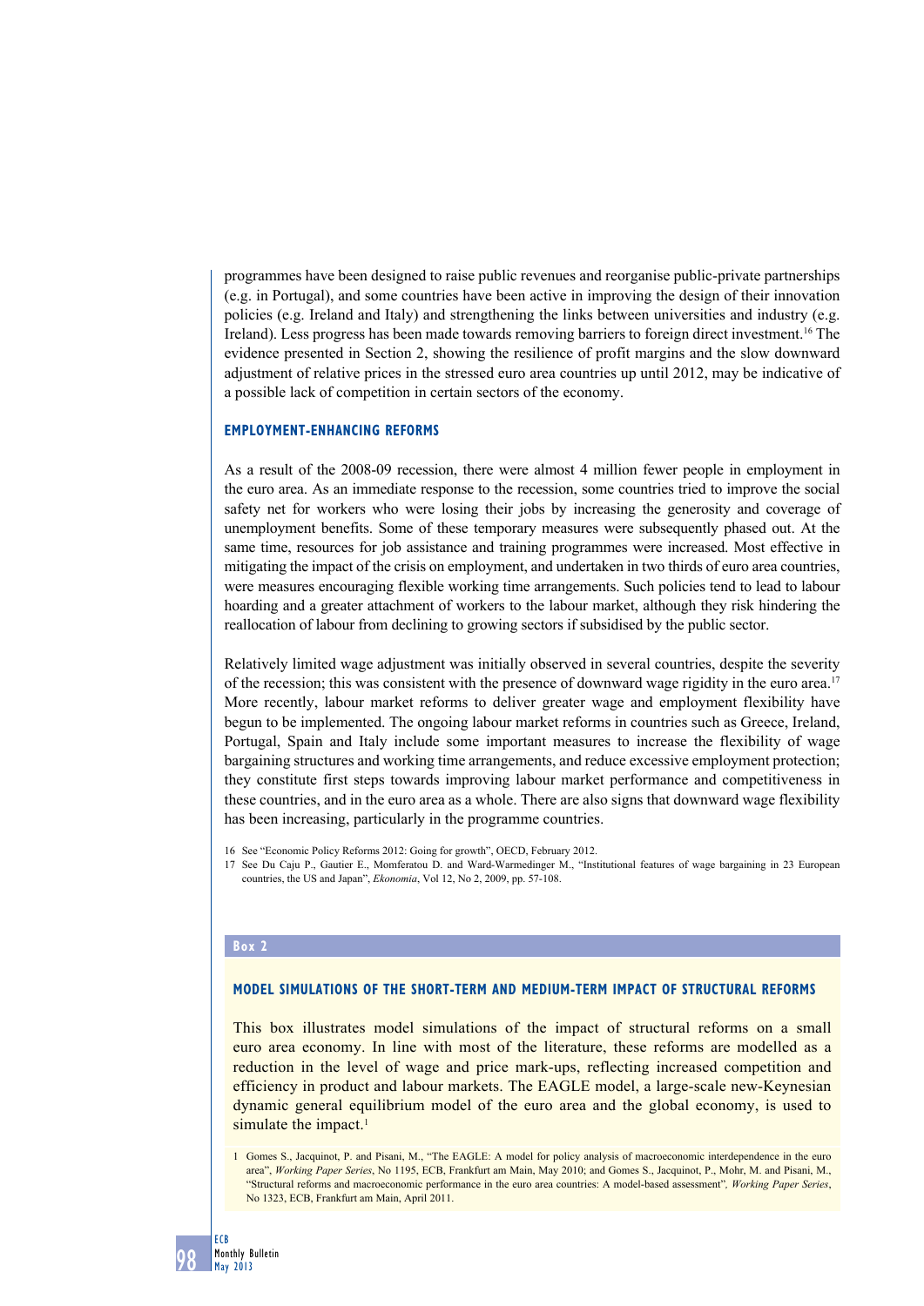programmes have been designed to raise public revenues and reorganise public-private partnerships (e.g. in Portugal), and some countries have been active in improving the design of their innovation policies (e.g. Ireland and Italy) and strengthening the links between universities and industry (e.g. Ireland). Less progress has been made towards removing barriers to foreign direct investment.[16] The evidence presented in Section 2, showing the resilience of profit margins and the slow downward adjustment of relative prices in the stressed euro area countries up until 2012, may be indicative of a possible lack of competition in certain sectors of the economy.

### EMPLOYMENT-ENHANCING REFORMS

As a result of the 2008-09 recession, there were almost 4 million fewer people in employment in the euro area. As an immediate response to the recession, some countries tried to improve the social safety net for workers who were losing their jobs by increasing the generosity and coverage of unemployment benefits. Some of these temporary measures were subsequently phased out. At the same time, resources for job assistance and training programmes were increased. Most effective in mitigating the impact of the crisis on employment, and undertaken in two thirds of euro area countries, were measures encouraging flexible working time arrangements. Such policies tend to lead to labour hoarding and a greater attachment of workers to the labour market, although they risk hindering the reallocation of labour from declining to growing sectors if subsidised by the public sector.

Relatively limited wage adjustment was initially observed in several countries, despite the severity of the recession; this was consistent with the presence of downward wage rigidity in the euro area.[17] More recently, labour market reforms to deliver greater wage and employment flexibility have begun to be implemented. The ongoing labour market reforms in countries such as Greece, Ireland, Portugal, Spain and Italy include some important measures to increase the flexibility of wage bargaining structures and working time arrangements, and reduce excessive employment protection; they constitute first steps towards improving labour market performance and competitiveness in these countries, and in the euro area as a whole. There are also signs that downward wage flexibility has been increasing, particularly in the programme countries.

16 See "Economic Policy Reforms 2012: Going for growth", OECD, February 2012.

17 See Du Caju P., Gautier E., Momferatou D. and Ward-Warmedinger M., "Institutional features of wage bargaining in 23 European countries, the US and Japan", *Ekonomia*, Vol 12, No 2, 2009, pp. 57-108.

**Box 2**

### MODEL SIMULATIONS OF THE SHORT-TERM AND MEDIUM-TERM IMPACT OF STRUCTURAL REFORMS

This box illustrates model simulations of the impact of structural reforms on a small euro area economy. In line with most of the literature, these reforms are modelled as a reduction in the level of wage and price mark-ups, reflecting increased competition and efficiency in product and labour markets. The EAGLE model, a large-scale new-Keynesian dynamic general equilibrium model of the euro area and the global economy, is used to simulate the impact.[1]

1 Gomes S., Jacquinot, P. and Pisani, M., "The EAGLE: A model for policy analysis of macroeconomic interdependence in the euro area", *Working Paper Series*, No 1195, ECB, Frankfurt am Main, May 2010; and Gomes S., Jacquinot, P., Mohr, M. and Pisani, M., "Structural reforms and macroeconomic performance in the euro area countries: A model-based assessment", *Working Paper Series*, No 1323, ECB, Frankfurt am Main, April 2011.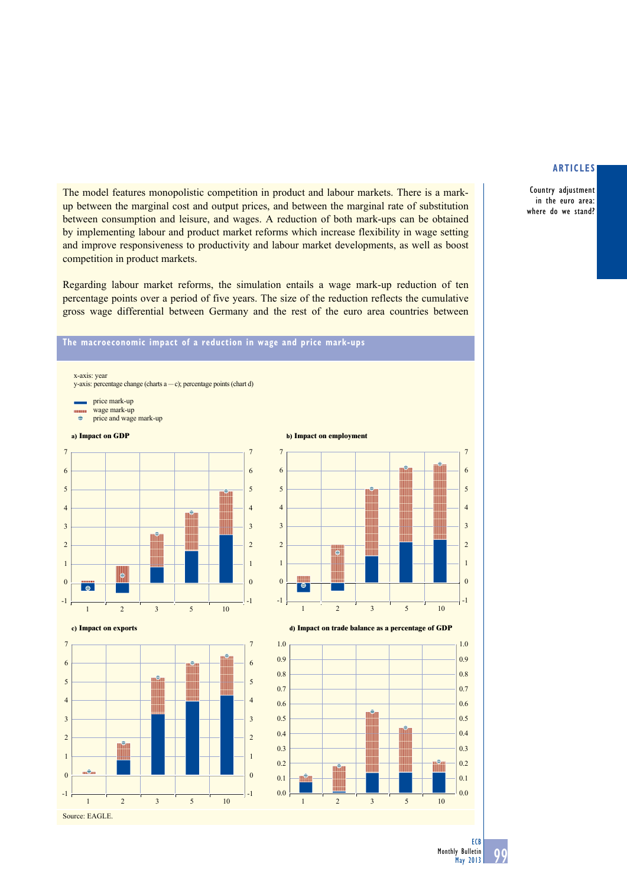The model features monopolistic competition in product and labour markets. There is a mark-up between the marginal cost and output prices, and between the marginal rate of substitution between consumption and leisure, and wages. A reduction of both mark-ups can be obtained by implementing labour and product market reforms which increase flexibility in wage setting and improve responsiveness to productivity and labour market developments, as well as boost competition in product markets.

Regarding labour market reforms, the simulation entails a wage mark-up reduction of ten percentage points over a period of five years. The size of the reduction reflects the cumulative gross wage differential between Germany and the rest of the euro area countries between

**The macroeconomic impact of a reduction in wage and price mark-ups**

x-axis: year
y-axis: percentage change (charts a — c); percentage points (chart d)

- price mark-up
- wage mark-up
- price and wage mark-up

**a) Impact on GDP**

**b) Impact on employment**

**c) Impact on exports**

**d) Impact on trade balance as a percentage of GDP**

Source: EAGLE.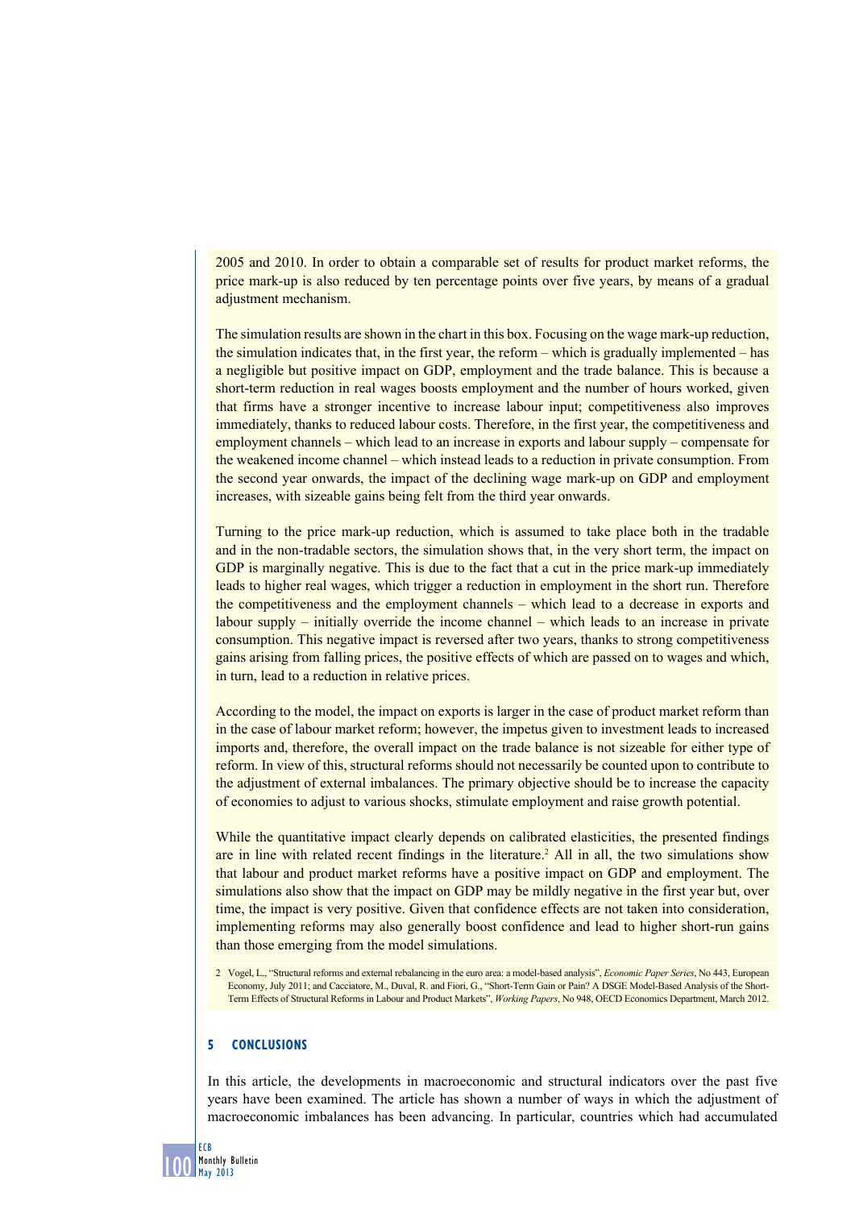2005 and 2010. In order to obtain a comparable set of results for product market reforms, the price mark-up is also reduced by ten percentage points over five years, by means of a gradual adjustment mechanism.

The simulation results are shown in the chart in this box. Focusing on the wage mark-up reduction, the simulation indicates that, in the first year, the reform – which is gradually implemented – has a negligible but positive impact on GDP, employment and the trade balance. This is because a short-term reduction in real wages boosts employment and the number of hours worked, given that firms have a stronger incentive to increase labour input; competitiveness also improves immediately, thanks to reduced labour costs. Therefore, in the first year, the competitiveness and employment channels – which lead to an increase in exports and labour supply – compensate for the weakened income channel – which instead leads to a reduction in private consumption. From the second year onwards, the impact of the declining wage mark-up on GDP and employment increases, with sizeable gains being felt from the third year onwards.

Turning to the price mark-up reduction, which is assumed to take place both in the tradable and in the non-tradable sectors, the simulation shows that, in the very short term, the impact on GDP is marginally negative. This is due to the fact that a cut in the price mark-up immediately leads to higher real wages, which trigger a reduction in employment in the short run. Therefore the competitiveness and the employment channels – which lead to a decrease in exports and labour supply – initially override the income channel – which leads to an increase in private consumption. This negative impact is reversed after two years, thanks to strong competitiveness gains arising from falling prices, the positive effects of which are passed on to wages and which, in turn, lead to a reduction in relative prices.

According to the model, the impact on exports is larger in the case of product market reform than in the case of labour market reform; however, the impetus given to investment leads to increased imports and, therefore, the overall impact on the trade balance is not sizeable for either type of reform. In view of this, structural reforms should not necessarily be counted upon to contribute to the adjustment of external imbalances. The primary objective should be to increase the capacity of economies to adjust to various shocks, stimulate employment and raise growth potential.

While the quantitative impact clearly depends on calibrated elasticities, the presented findings are in line with related recent findings in the literature.[2] All in all, the two simulations show that labour and product market reforms have a positive impact on GDP and employment. The simulations also show that the impact on GDP may be mildly negative in the first year but, over time, the impact is very positive. Given that confidence effects are not taken into consideration, implementing reforms may also generally boost confidence and lead to higher short-run gains than those emerging from the model simulations.

2 Vogel, L., "Structural reforms and external rebalancing in the euro area: a model-based analysis", *Economic Paper Series*, No 443, European Economy, July 2011; and Cacciatore, M., Duval, R. and Fiori, G., "Short-Term Gain or Pain? A DSGE Model-Based Analysis of the Short-Term Effects of Structural Reforms in Labour and Product Markets", *Working Papers*, No 948, OECD Economics Department, March 2012.

## 5 CONCLUSIONS

In this article, the developments in macroeconomic and structural indicators over the past five years have been examined. The article has shown a number of ways in which the adjustment of macroeconomic imbalances has been advancing. In particular, countries which had accumulated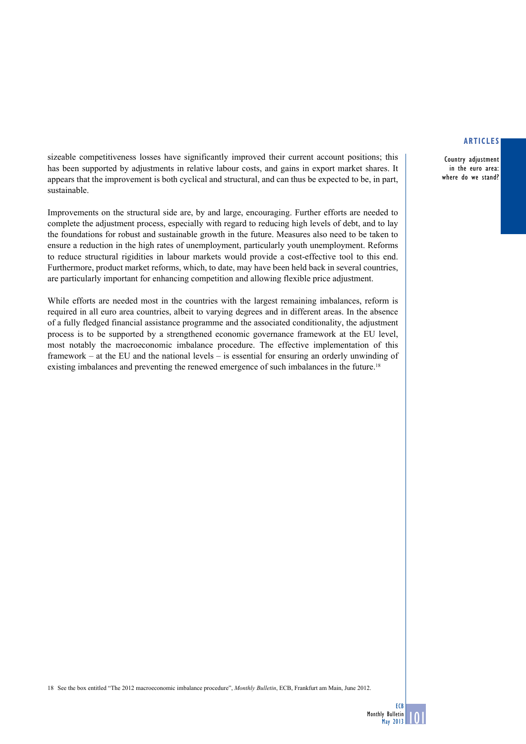sizeable competitiveness losses have significantly improved their current account positions; this has been supported by adjustments in relative labour costs, and gains in export market shares. It appears that the improvement is both cyclical and structural, and can thus be expected to be, in part, sustainable.

Improvements on the structural side are, by and large, encouraging. Further efforts are needed to complete the adjustment process, especially with regard to reducing high levels of debt, and to lay the foundations for robust and sustainable growth in the future. Measures also need to be taken to ensure a reduction in the high rates of unemployment, particularly youth unemployment. Reforms to reduce structural rigidities in labour markets would provide a cost-effective tool to this end. Furthermore, product market reforms, which, to date, may have been held back in several countries, are particularly important for enhancing competition and allowing flexible price adjustment.

While efforts are needed most in the countries with the largest remaining imbalances, reform is required in all euro area countries, albeit to varying degrees and in different areas. In the absence of a fully fledged financial assistance programme and the associated conditionality, the adjustment process is to be supported by a strengthened economic governance framework at the EU level, most notably the macroeconomic imbalance procedure. The effective implementation of this framework – at the EU and the national levels – is essential for ensuring an orderly unwinding of existing imbalances and preventing the renewed emergence of such imbalances in the future.[18]

18 See the box entitled "The 2012 macroeconomic imbalance procedure", *Monthly Bulletin*, ECB, Frankfurt am Main, June 2012.